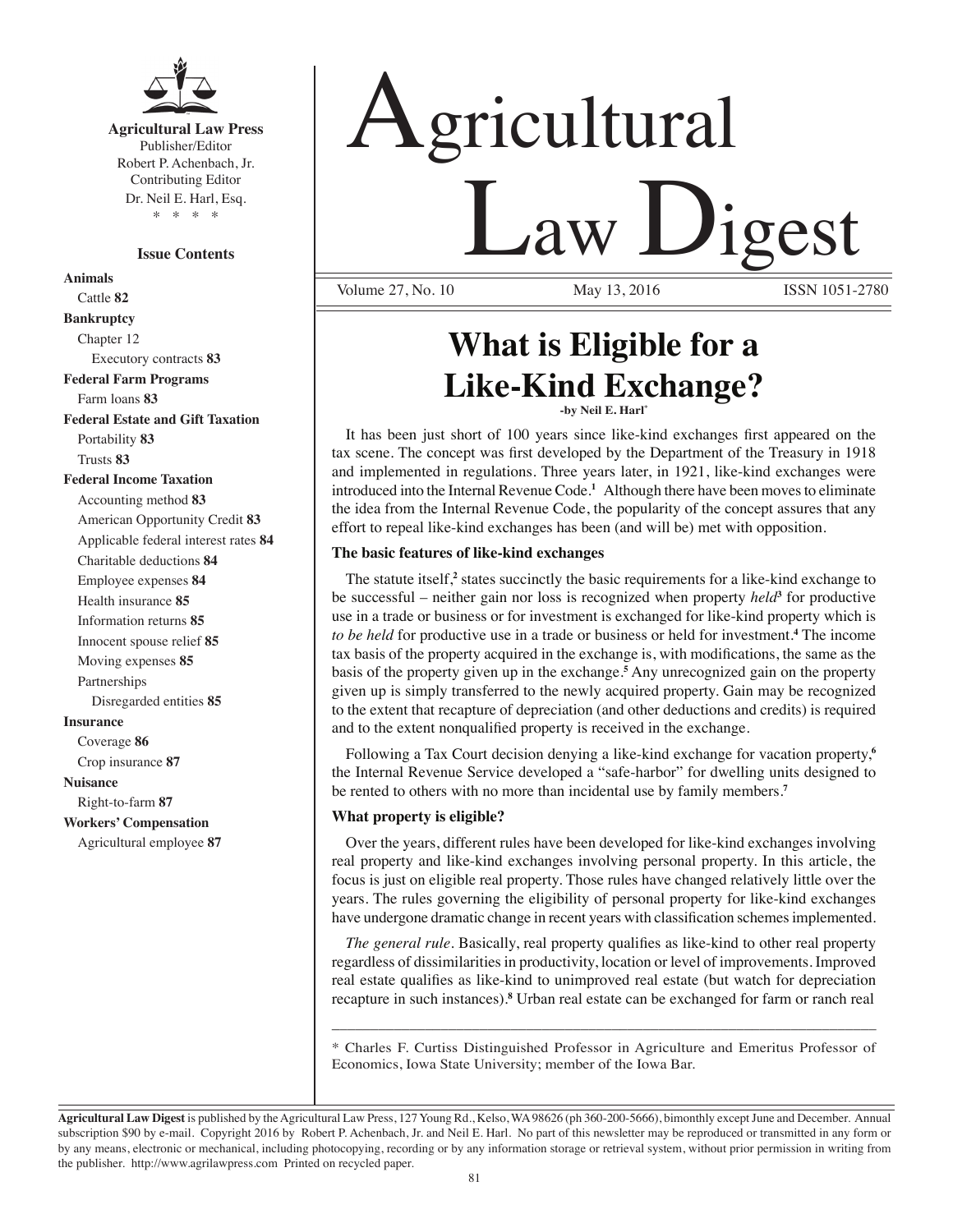**Agricultural Law Press**
Publisher/Editor
Robert P. Achenbach, Jr.
Contributing Editor
Dr. Neil E. Harl, Esq.
\* \* \* \*

**Issue Contents**

**Animals**
Cattle **82**
**Bankruptcy**
Chapter 12
Executory contracts **83**
**Federal Farm Programs**
Farm loans **83**
**Federal Estate and Gift Taxation**
Portability **83**
Trusts **83**
**Federal Income Taxation**
Accounting method **83**
American Opportunity Credit **83**
Applicable federal interest rates **84**
Charitable deductions **84**
Employee expenses **84**
Health insurance **85**
Information returns **85**
Innocent spouse relief **85**
Moving expenses **85**
Partnerships
Disregarded entities **85**
**Insurance**
Coverage **86**
Crop insurance **87**
**Nuisance**
Right-to-farm **87**
**Workers' Compensation**
Agricultural employee **87**

# Agricultural Law Digest

Volume 27, No. 10 May 13, 2016 ISSN 1051-2780

## What is Eligible for a Like-Kind Exchange?

-by Neil E. Harl*

It has been just short of 100 years since like-kind exchanges first appeared on the tax scene. The concept was first developed by the Department of the Treasury in 1918 and implemented in regulations. Three years later, in 1921, like-kind exchanges were introduced into the Internal Revenue Code.[1] Although there have been moves to eliminate the idea from the Internal Revenue Code, the popularity of the concept assures that any effort to repeal like-kind exchanges has been (and will be) met with opposition.

### The basic features of like-kind exchanges

The statute itself,[2] states succinctly the basic requirements for a like-kind exchange to be successful – neither gain nor loss is recognized when property *held*[3] for productive use in a trade or business or for investment is exchanged for like-kind property which is *to be held* for productive use in a trade or business or held for investment.[4] The income tax basis of the property acquired in the exchange is, with modifications, the same as the basis of the property given up in the exchange.[5] Any unrecognized gain on the property given up is simply transferred to the newly acquired property. Gain may be recognized to the extent that recapture of depreciation (and other deductions and credits) is required and to the extent nonqualified property is received in the exchange.

Following a Tax Court decision denying a like-kind exchange for vacation property,[6] the Internal Revenue Service developed a "safe-harbor" for dwelling units designed to be rented to others with no more than incidental use by family members.[7]

### What property is eligible?

Over the years, different rules have been developed for like-kind exchanges involving real property and like-kind exchanges involving personal property. In this article, the focus is just on eligible real property. Those rules have changed relatively little over the years. The rules governing the eligibility of personal property for like-kind exchanges have undergone dramatic change in recent years with classification schemes implemented.

*The general rule*. Basically, real property qualifies as like-kind to other real property regardless of dissimilarities in productivity, location or level of improvements. Improved real estate qualifies as like-kind to unimproved real estate (but watch for depreciation recapture in such instances).[8] Urban real estate can be exchanged for farm or ranch real

---

\* Charles F. Curtiss Distinguished Professor in Agriculture and Emeritus Professor of Economics, Iowa State University; member of the Iowa Bar.

**Agricultural Law Digest** is published by the Agricultural Law Press, 127 Young Rd., Kelso, WA 98626 (ph 360-200-5666), bimonthly except June and December. Annual subscription $90 by e-mail. Copyright 2016 by Robert P. Achenbach, Jr. and Neil E. Harl. No part of this newsletter may be reproduced or transmitted in any form or by any means, electronic or mechanical, including photocopying, recording or by any information storage or retrieval system, without prior permission in writing from the publisher. http://www.agrilawpress.com Printed on recycled paper.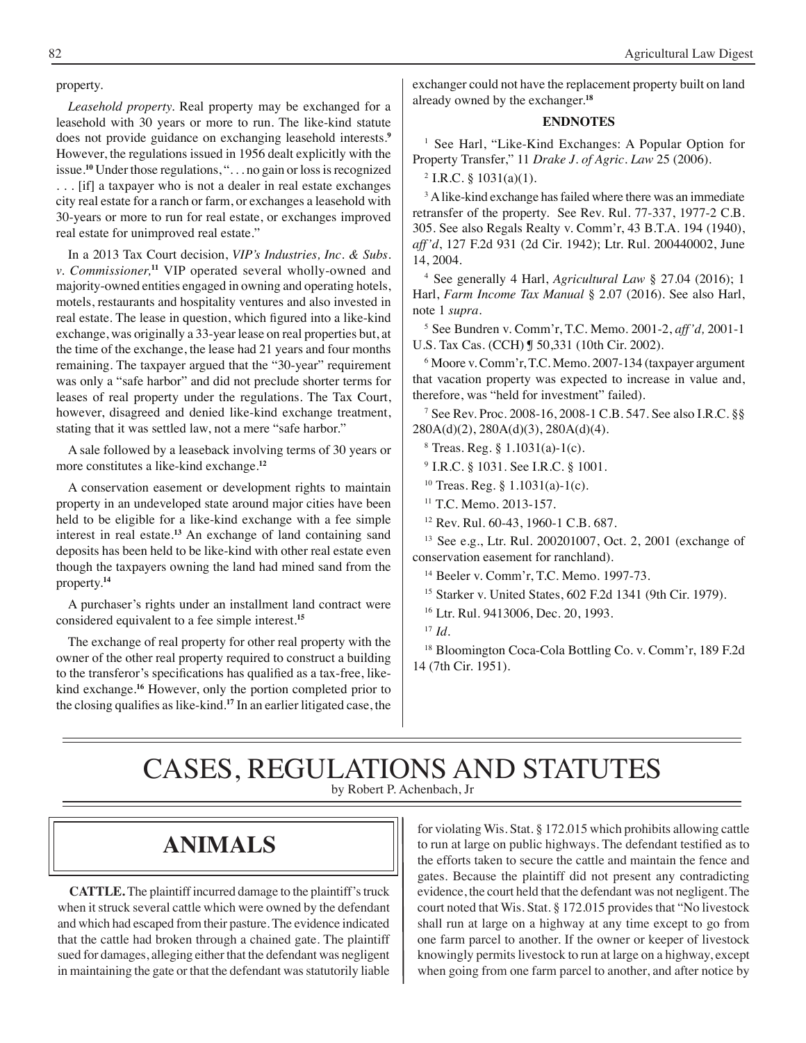property.

*Leasehold property*. Real property may be exchanged for a leasehold with 30 years or more to run. The like-kind statute does not provide guidance on exchanging leasehold interests.[9] However, the regulations issued in 1956 dealt explicitly with the issue.[10] Under those regulations, ". . . no gain or loss is recognized . . . [if] a taxpayer who is not a dealer in real estate exchanges city real estate for a ranch or farm, or exchanges a leasehold with 30-years or more to run for real estate, or exchanges improved real estate for unimproved real estate."

In a 2013 Tax Court decision, *VIP's Industries, Inc. & Subs. v. Commissioner,*[11] VIP operated several wholly-owned and majority-owned entities engaged in owning and operating hotels, motels, restaurants and hospitality ventures and also invested in real estate. The lease in question, which figured into a like-kind exchange, was originally a 33-year lease on real properties but, at the time of the exchange, the lease had 21 years and four months remaining. The taxpayer argued that the "30-year" requirement was only a "safe harbor" and did not preclude shorter terms for leases of real property under the regulations. The Tax Court, however, disagreed and denied like-kind exchange treatment, stating that it was settled law, not a mere "safe harbor."

A sale followed by a leaseback involving terms of 30 years or more constitutes a like-kind exchange.[12]

A conservation easement or development rights to maintain property in an undeveloped state around major cities have been held to be eligible for a like-kind exchange with a fee simple interest in real estate.[13] An exchange of land containing sand deposits has been held to be like-kind with other real estate even though the taxpayers owning the land had mined sand from the property.[14]

A purchaser's rights under an installment land contract were considered equivalent to a fee simple interest.[15]

The exchange of real property for other real property with the owner of the other real property required to construct a building to the transferor's specifications has qualified as a tax-free, like-kind exchange.[16] However, only the portion completed prior to the closing qualifies as like-kind.[17] In an earlier litigated case, the exchanger could not have the replacement property built on land already owned by the exchanger.[18]

### ENDNOTES

[1] See Harl, "Like-Kind Exchanges: A Popular Option for Property Transfer," 11 *Drake J. of Agric. Law* 25 (2006).

[2] I.R.C. § 1031(a)(1).

[3] A like-kind exchange has failed where there was an immediate retransfer of the property. See Rev. Rul. 77-337, 1977-2 C.B. 305. See also Regals Realty v. Comm'r, 43 B.T.A. 194 (1940), *aff'd*, 127 F.2d 931 (2d Cir. 1942); Ltr. Rul. 200440002, June 14, 2004.

[4] See generally 4 Harl, *Agricultural Law* § 27.04 (2016); 1 Harl, *Farm Income Tax Manual* § 2.07 (2016). See also Harl, note 1 *supra*.

[5] See Bundren v. Comm'r, T.C. Memo. 2001-2, *aff'd,* 2001-1 U.S. Tax Cas. (CCH) ¶ 50,331 (10th Cir. 2002).

[6] Moore v. Comm'r, T.C. Memo. 2007-134 (taxpayer argument that vacation property was expected to increase in value and, therefore, was "held for investment" failed).

[7] See Rev. Proc. 2008-16, 2008-1 C.B. 547. See also I.R.C. §§ 280A(d)(2), 280A(d)(3), 280A(d)(4).

[8] Treas. Reg. § 1.1031(a)-1(c).

[9] I.R.C. § 1031. See I.R.C. § 1001.

[10] Treas. Reg. § 1.1031(a)-1(c).

[11] T.C. Memo. 2013-157.

[12] Rev. Rul. 60-43, 1960-1 C.B. 687.

[13] See e.g., Ltr. Rul. 200201007, Oct. 2, 2001 (exchange of conservation easement for ranchland).

[14] Beeler v. Comm'r, T.C. Memo. 1997-73.

[15] Starker v. United States, 602 F.2d 1341 (9th Cir. 1979).

[16] Ltr. Rul. 9413006, Dec. 20, 1993.

[17] *Id*.

[18] Bloomington Coca-Cola Bottling Co. v. Comm'r, 189 F.2d 14 (7th Cir. 1951).

# CASES, REGULATIONS AND STATUTES

by Robert P. Achenbach, Jr

## ANIMALS

**CATTLE.** The plaintiff incurred damage to the plaintiff's truck when it struck several cattle which were owned by the defendant and which had escaped from their pasture. The evidence indicated that the cattle had broken through a chained gate. The plaintiff sued for damages, alleging either that the defendant was negligent in maintaining the gate or that the defendant was statutorily liable for violating Wis. Stat. § 172.015 which prohibits allowing cattle to run at large on public highways. The defendant testified as to the efforts taken to secure the cattle and maintain the fence and gates. Because the plaintiff did not present any contradicting evidence, the court held that the defendant was not negligent. The court noted that Wis. Stat. § 172.015 provides that "No livestock shall run at large on a highway at any time except to go from one farm parcel to another. If the owner or keeper of livestock knowingly permits livestock to run at large on a highway, except when going from one farm parcel to another, and after notice by